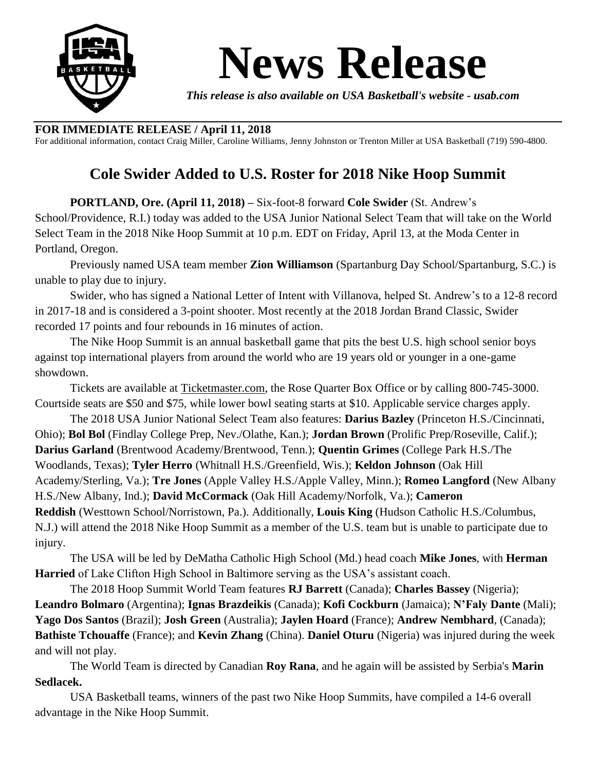# News Release

*This release is also available on USA Basketball's website - usab.com*

**FOR IMMEDIATE RELEASE / April 11, 2018**

For additional information, contact Craig Miller, Caroline Williams, Jenny Johnston or Trenton Miller at USA Basketball (719) 590-4800.

## Cole Swider Added to U.S. Roster for 2018 Nike Hoop Summit

**PORTLAND, Ore. (April 11, 2018) –** Six-foot-8 forward **Cole Swider** (St. Andrew's School/Providence, R.I.) today was added to the USA Junior National Select Team that will take on the World Select Team in the 2018 Nike Hoop Summit at 10 p.m. EDT on Friday, April 13, at the Moda Center in Portland, Oregon.

Previously named USA team member **Zion Williamson** (Spartanburg Day School/Spartanburg, S.C.) is unable to play due to injury.

Swider, who has signed a National Letter of Intent with Villanova, helped St. Andrew's to a 12-8 record in 2017-18 and is considered a 3-point shooter. Most recently at the 2018 Jordan Brand Classic, Swider recorded 17 points and four rebounds in 16 minutes of action.

The Nike Hoop Summit is an annual basketball game that pits the best U.S. high school senior boys against top international players from around the world who are 19 years old or younger in a one-game showdown.

Tickets are available at Ticketmaster.com, the Rose Quarter Box Office or by calling 800-745-3000. Courtside seats are $50 and $75, while lower bowl seating starts at $10. Applicable service charges apply.

The 2018 USA Junior National Select Team also features: **Darius Bazley** (Princeton H.S./Cincinnati, Ohio); **Bol Bol** (Findlay College Prep, Nev./Olathe, Kan.); **Jordan Brown** (Prolific Prep/Roseville, Calif.); **Darius Garland** (Brentwood Academy/Brentwood, Tenn.); **Quentin Grimes** (College Park H.S./The Woodlands, Texas); **Tyler Herro** (Whitnall H.S./Greenfield, Wis.); **Keldon Johnson** (Oak Hill Academy/Sterling, Va.); **Tre Jones** (Apple Valley H.S./Apple Valley, Minn.); **Romeo Langford** (New Albany H.S./New Albany, Ind.); **David McCormack** (Oak Hill Academy/Norfolk, Va.); **Cameron Reddish** (Westtown School/Norristown, Pa.). Additionally, **Louis King** (Hudson Catholic H.S./Columbus, N.J.) will attend the 2018 Nike Hoop Summit as a member of the U.S. team but is unable to participate due to injury.

The USA will be led by DeMatha Catholic High School (Md.) head coach **Mike Jones**, with **Herman Harried** of Lake Clifton High School in Baltimore serving as the USA's assistant coach.

The 2018 Hoop Summit World Team features **RJ Barrett** (Canada); **Charles Bassey** (Nigeria); **Leandro Bolmaro** (Argentina); **Ignas Brazdeikis** (Canada); **Kofi Cockburn** (Jamaica); **N'Faly Dante** (Mali); **Yago Dos Santos** (Brazil); **Josh Green** (Australia); **Jaylen Hoard** (France); **Andrew Nembhard**, (Canada); **Bathiste Tchouaffe** (France); and **Kevin Zhang** (China). **Daniel Oturu** (Nigeria) was injured during the week and will not play.

The World Team is directed by Canadian **Roy Rana**, and he again will be assisted by Serbia's **Marin Sedlacek.**

USA Basketball teams, winners of the past two Nike Hoop Summits, have compiled a 14-6 overall advantage in the Nike Hoop Summit.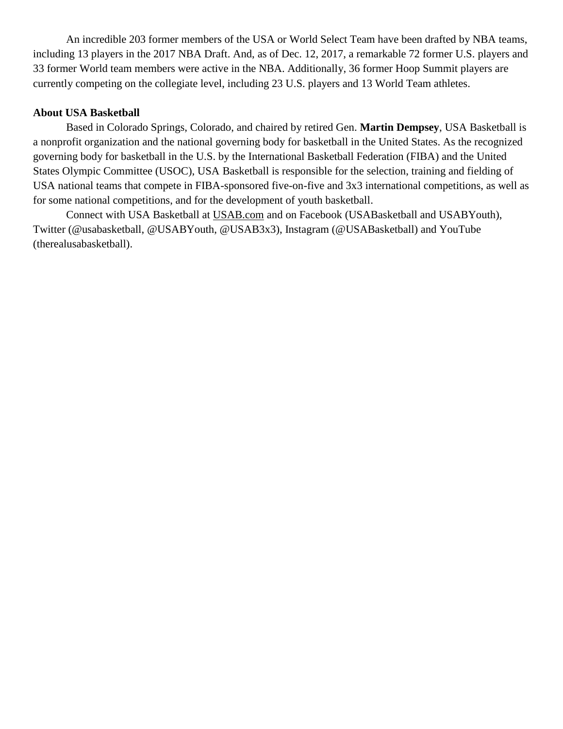An incredible 203 former members of the USA or World Select Team have been drafted by NBA teams, including 13 players in the 2017 NBA Draft. And, as of Dec. 12, 2017, a remarkable 72 former U.S. players and 33 former World team members were active in the NBA. Additionally, 36 former Hoop Summit players are currently competing on the collegiate level, including 23 U.S. players and 13 World Team athletes.

**About USA Basketball**

Based in Colorado Springs, Colorado, and chaired by retired Gen. **Martin Dempsey**, USA Basketball is a nonprofit organization and the national governing body for basketball in the United States. As the recognized governing body for basketball in the U.S. by the International Basketball Federation (FIBA) and the United States Olympic Committee (USOC), USA Basketball is responsible for the selection, training and fielding of USA national teams that compete in FIBA-sponsored five-on-five and 3x3 international competitions, as well as for some national competitions, and for the development of youth basketball.

Connect with USA Basketball at USAB.com and on Facebook (USABasketball and USABYouth), Twitter (@usabasketball, @USABYouth, @USAB3x3), Instagram (@USABasketball) and YouTube (therealusabasketball).